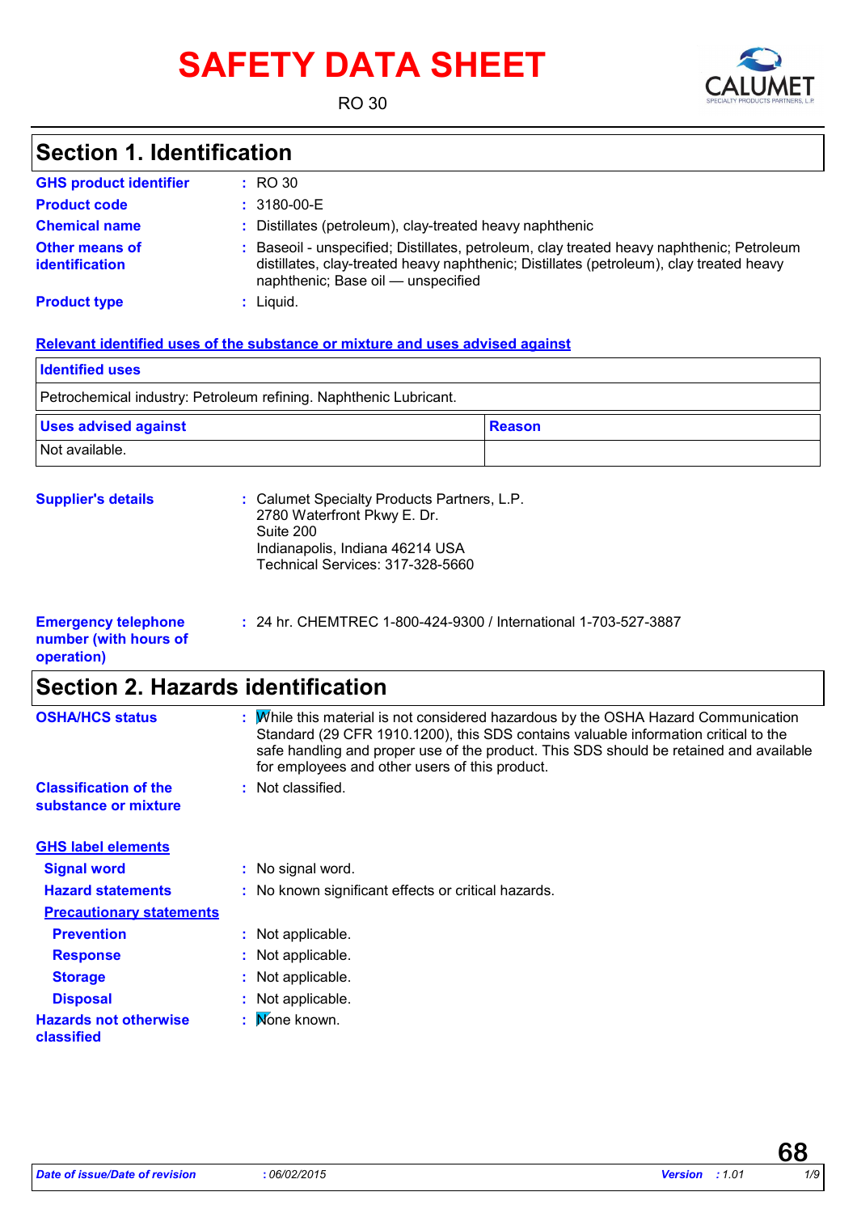# SAFETY DATA SHEET

RO 30

## Section 1. Identification

**GHS product identifier** : RO 30

**Product code** : 3180-00-E

**Chemical name** : Distillates (petroleum), clay-treated heavy naphthenic

**Other means of identification** : Baseoil - unspecified; Distillates, petroleum, clay treated heavy naphthenic; Petroleum distillates, clay-treated heavy naphthenic; Distillates (petroleum), clay treated heavy naphthenic; Base oil — unspecified

**Product type** : Liquid.

**Relevant identified uses of the substance or mixture and uses advised against**

| Identified uses | |
|---|---|
| Petrochemical industry: Petroleum refining. Naphthenic Lubricant. | |

| Uses advised against | Reason |
|---|---|
| Not available. | |

**Supplier's details** : Calumet Specialty Products Partners, L.P.
2780 Waterfront Pkwy E. Dr.
Suite 200
Indianapolis, Indiana 46214 USA
Technical Services: 317-328-5660

**Emergency telephone number (with hours of operation)** : 24 hr. CHEMTREC 1-800-424-9300 / International 1-703-527-3887

## Section 2. Hazards identification

**OSHA/HCS status** : While this material is not considered hazardous by the OSHA Hazard Communication Standard (29 CFR 1910.1200), this SDS contains valuable information critical to the safe handling and proper use of the product. This SDS should be retained and available for employees and other users of this product.

**Classification of the substance or mixture** : Not classified.

**GHS label elements**

**Signal word** : No signal word.

**Hazard statements** : No known significant effects or critical hazards.

**Precautionary statements**

**Prevention** : Not applicable.

**Response** : Not applicable.

**Storage** : Not applicable.

**Disposal** : Not applicable.

**Hazards not otherwise classified** : None known.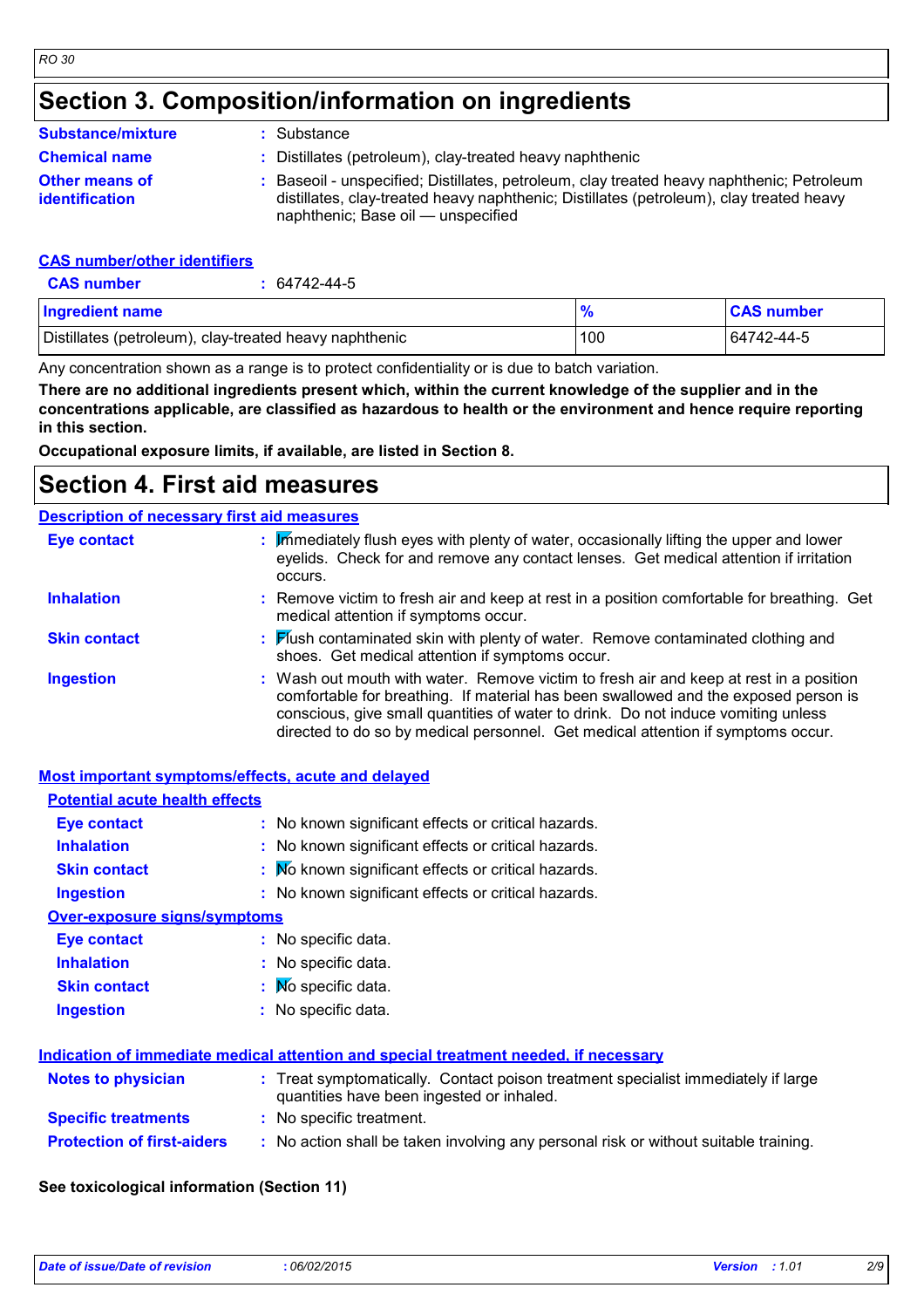# Section 3. Composition/information on ingredients

**Substance/mixture** : Substance

**Chemical name** : Distillates (petroleum), clay-treated heavy naphthenic

**Other means of identification** : Baseoil - unspecified; Distillates, petroleum, clay treated heavy naphthenic; Petroleum distillates, clay-treated heavy naphthenic; Distillates (petroleum), clay treated heavy naphthenic; Base oil — unspecified

**CAS number/other identifiers**

**CAS number** : 64742-44-5

| Ingredient name | % | CAS number |
|---|---|---|
| Distillates (petroleum), clay-treated heavy naphthenic | 100 | 64742-44-5 |

Any concentration shown as a range is to protect confidentiality or is due to batch variation.

**There are no additional ingredients present which, within the current knowledge of the supplier and in the concentrations applicable, are classified as hazardous to health or the environment and hence require reporting in this section.**

**Occupational exposure limits, if available, are listed in Section 8.**

# Section 4. First aid measures

**Description of necessary first aid measures**

**Eye contact** : Immediately flush eyes with plenty of water, occasionally lifting the upper and lower eyelids. Check for and remove any contact lenses. Get medical attention if irritation occurs.

**Inhalation** : Remove victim to fresh air and keep at rest in a position comfortable for breathing. Get medical attention if symptoms occur.

**Skin contact** : Flush contaminated skin with plenty of water. Remove contaminated clothing and shoes. Get medical attention if symptoms occur.

**Ingestion** : Wash out mouth with water. Remove victim to fresh air and keep at rest in a position comfortable for breathing. If material has been swallowed and the exposed person is conscious, give small quantities of water to drink. Do not induce vomiting unless directed to do so by medical personnel. Get medical attention if symptoms occur.

**Most important symptoms/effects, acute and delayed**

**Potential acute health effects**

**Eye contact** : No known significant effects or critical hazards.

**Inhalation** : No known significant effects or critical hazards.

**Skin contact** : No known significant effects or critical hazards.

**Ingestion** : No known significant effects or critical hazards.

**Over-exposure signs/symptoms**

**Eye contact** : No specific data.

**Inhalation** : No specific data.

**Skin contact** : No specific data.

**Ingestion** : No specific data.

**Indication of immediate medical attention and special treatment needed, if necessary**

**Notes to physician** : Treat symptomatically. Contact poison treatment specialist immediately if large quantities have been ingested or inhaled.

**Specific treatments** : No specific treatment.

**Protection of first-aiders** : No action shall be taken involving any personal risk or without suitable training.

**See toxicological information (Section 11)**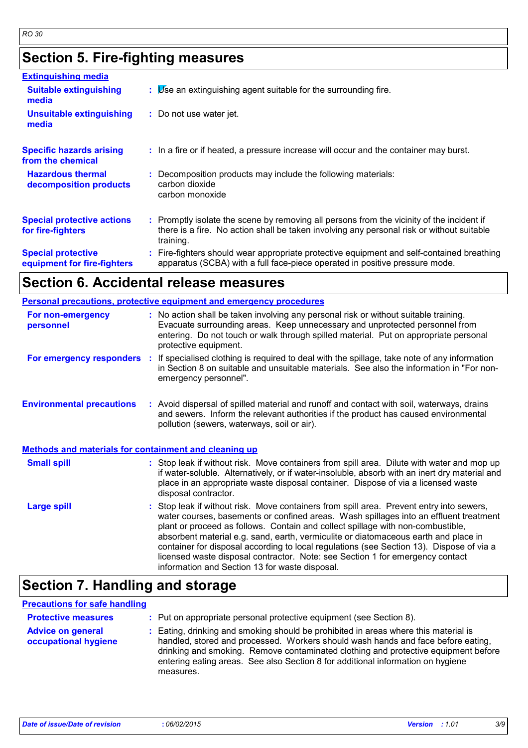# Section 5. Fire-fighting measures

### Extinguishing media

| | | |
|---|---|---|
| **Suitable extinguishing media** | : | Use an extinguishing agent suitable for the surrounding fire. |
| **Unsuitable extinguishing media** | : | Do not use water jet. |
| **Specific hazards arising from the chemical** | : | In a fire or if heated, a pressure increase will occur and the container may burst. |
| **Hazardous thermal decomposition products** | : | Decomposition products may include the following materials:<br>carbon dioxide<br>carbon monoxide |
| **Special protective actions for fire-fighters** | : | Promptly isolate the scene by removing all persons from the vicinity of the incident if there is a fire. No action shall be taken involving any personal risk or without suitable training. |
| **Special protective equipment for fire-fighters** | : | Fire-fighters should wear appropriate protective equipment and self-contained breathing apparatus (SCBA) with a full face-piece operated in positive pressure mode. |

# Section 6. Accidental release measures

### Personal precautions, protective equipment and emergency procedures

| | | |
|---|---|---|
| **For non-emergency personnel** | : | No action shall be taken involving any personal risk or without suitable training. Evacuate surrounding areas. Keep unnecessary and unprotected personnel from entering. Do not touch or walk through spilled material. Put on appropriate personal protective equipment. |
| **For emergency responders** | : | If specialised clothing is required to deal with the spillage, take note of any information in Section 8 on suitable and unsuitable materials. See also the information in "For non-emergency personnel". |
| **Environmental precautions** | : | Avoid dispersal of spilled material and runoff and contact with soil, waterways, drains and sewers. Inform the relevant authorities if the product has caused environmental pollution (sewers, waterways, soil or air). |

### Methods and materials for containment and cleaning up

| | | |
|---|---|---|
| **Small spill** | : | Stop leak if without risk. Move containers from spill area. Dilute with water and mop up if water-soluble. Alternatively, or if water-insoluble, absorb with an inert dry material and place in an appropriate waste disposal container. Dispose of via a licensed waste disposal contractor. |
| **Large spill** | : | Stop leak if without risk. Move containers from spill area. Prevent entry into sewers, water courses, basements or confined areas. Wash spillages into an effluent treatment plant or proceed as follows. Contain and collect spillage with non-combustible, absorbent material e.g. sand, earth, vermiculite or diatomaceous earth and place in container for disposal according to local regulations (see Section 13). Dispose of via a licensed waste disposal contractor. Note: see Section 1 for emergency contact information and Section 13 for waste disposal. |

# Section 7. Handling and storage

### Precautions for safe handling

| | | |
|---|---|---|
| **Protective measures** | : | Put on appropriate personal protective equipment (see Section 8). |
| **Advice on general occupational hygiene** | : | Eating, drinking and smoking should be prohibited in areas where this material is handled, stored and processed. Workers should wash hands and face before eating, drinking and smoking. Remove contaminated clothing and protective equipment before entering eating areas. See also Section 8 for additional information on hygiene measures. |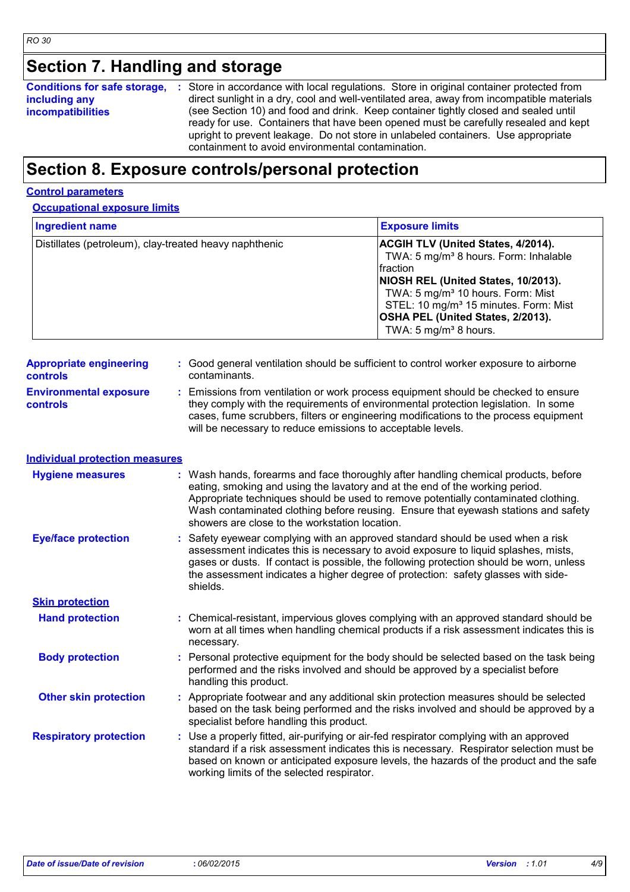## Section 7. Handling and storage

**Conditions for safe storage, including any incompatibilities** : Store in accordance with local regulations. Store in original container protected from direct sunlight in a dry, cool and well-ventilated area, away from incompatible materials (see Section 10) and food and drink. Keep container tightly closed and sealed until ready for use. Containers that have been opened must be carefully resealed and kept upright to prevent leakage. Do not store in unlabeled containers. Use appropriate containment to avoid environmental contamination.

## Section 8. Exposure controls/personal protection

### Control parameters

#### Occupational exposure limits

| Ingredient name | Exposure limits |
| --- | --- |
| Distillates (petroleum), clay-treated heavy naphthenic | **ACGIH TLV (United States, 4/2014).**<br>TWA: 5 mg/m³ 8 hours. Form: Inhalable fraction<br>**NIOSH REL (United States, 10/2013).**<br>TWA: 5 mg/m³ 10 hours. Form: Mist<br>STEL: 10 mg/m³ 15 minutes. Form: Mist<br>**OSHA PEL (United States, 2/2013).**<br>TWA: 5 mg/m³ 8 hours. |

**Appropriate engineering controls** : Good general ventilation should be sufficient to control worker exposure to airborne contaminants.

**Environmental exposure controls** : Emissions from ventilation or work process equipment should be checked to ensure they comply with the requirements of environmental protection legislation. In some cases, fume scrubbers, filters or engineering modifications to the process equipment will be necessary to reduce emissions to acceptable levels.

### Individual protection measures

**Hygiene measures** : Wash hands, forearms and face thoroughly after handling chemical products, before eating, smoking and using the lavatory and at the end of the working period. Appropriate techniques should be used to remove potentially contaminated clothing. Wash contaminated clothing before reusing. Ensure that eyewash stations and safety showers are close to the workstation location.

**Eye/face protection** : Safety eyewear complying with an approved standard should be used when a risk assessment indicates this is necessary to avoid exposure to liquid splashes, mists, gases or dusts. If contact is possible, the following protection should be worn, unless the assessment indicates a higher degree of protection: safety glasses with side-shields.

**Skin protection**

**Hand protection** : Chemical-resistant, impervious gloves complying with an approved standard should be worn at all times when handling chemical products if a risk assessment indicates this is necessary.

**Body protection** : Personal protective equipment for the body should be selected based on the task being performed and the risks involved and should be approved by a specialist before handling this product.

**Other skin protection** : Appropriate footwear and any additional skin protection measures should be selected based on the task being performed and the risks involved and should be approved by a specialist before handling this product.

**Respiratory protection** : Use a properly fitted, air-purifying or air-fed respirator complying with an approved standard if a risk assessment indicates this is necessary. Respirator selection must be based on known or anticipated exposure levels, the hazards of the product and the safe working limits of the selected respirator.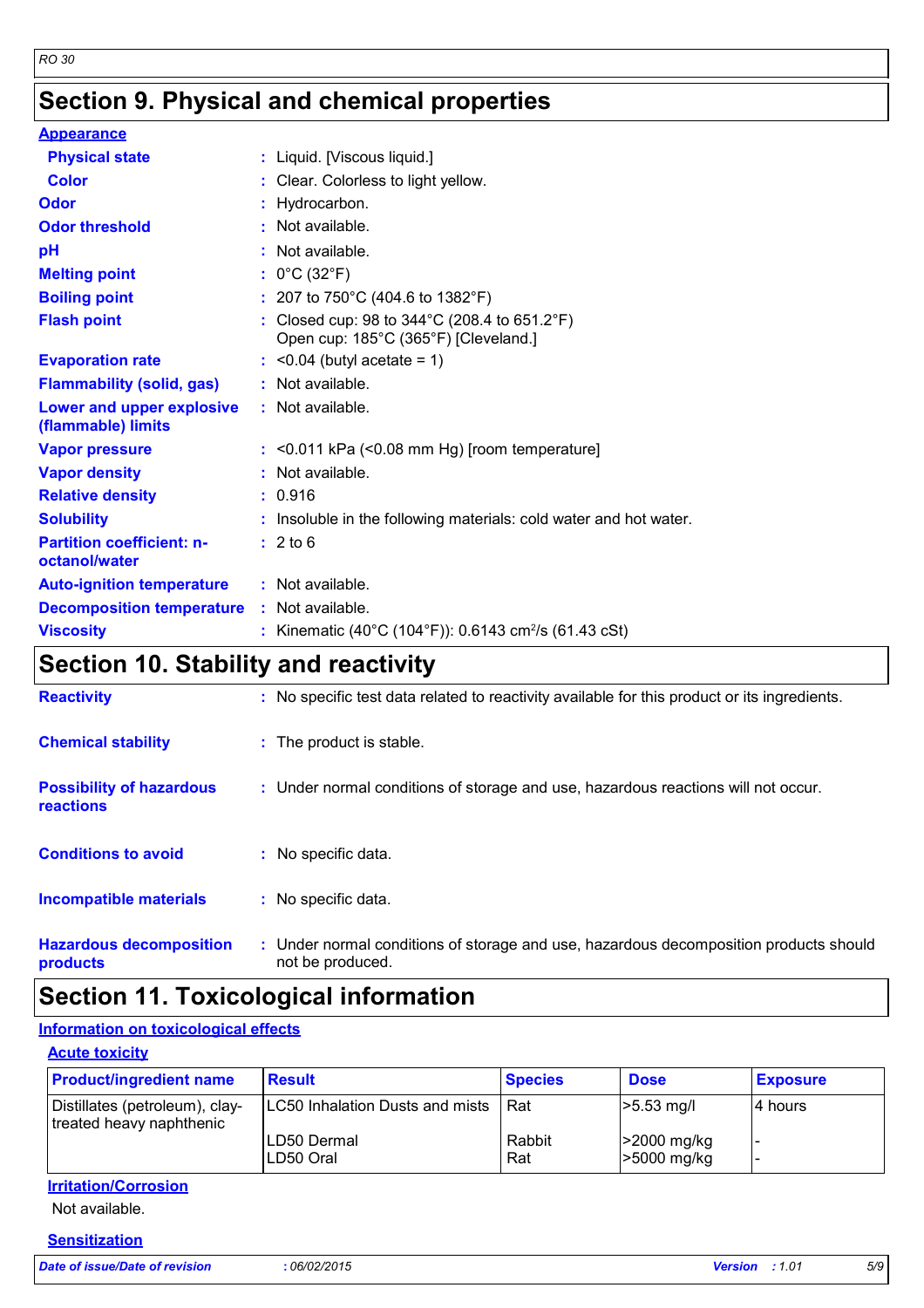## Section 9. Physical and chemical properties

**Appearance**

| | |
|---|---|
| **Physical state** | : Liquid. [Viscous liquid.] |
| **Color** | : Clear. Colorless to light yellow. |
| **Odor** | : Hydrocarbon. |
| **Odor threshold** | : Not available. |
| **pH** | : Not available. |
| **Melting point** | : 0°C (32°F) |
| **Boiling point** | : 207 to 750°C (404.6 to 1382°F) |
| **Flash point** | : Closed cup: 98 to 344°C (208.4 to 651.2°F)<br>Open cup: 185°C (365°F) [Cleveland.] |
| **Evaporation rate** | : <0.04 (butyl acetate = 1) |
| **Flammability (solid, gas)** | : Not available. |
| **Lower and upper explosive (flammable) limits** | : Not available. |
| **Vapor pressure** | : <0.011 kPa (<0.08 mm Hg) [room temperature] |
| **Vapor density** | : Not available. |
| **Relative density** | : 0.916 |
| **Solubility** | : Insoluble in the following materials: cold water and hot water. |
| **Partition coefficient: n-octanol/water** | : 2 to 6 |
| **Auto-ignition temperature** | : Not available. |
| **Decomposition temperature** | : Not available. |
| **Viscosity** | : Kinematic (40°C (104°F)): 0.6143 $cm^2/s$ (61.43 cSt) |

## Section 10. Stability and reactivity

| | |
|---|---|
| **Reactivity** | : No specific test data related to reactivity available for this product or its ingredients. |
| **Chemical stability** | : The product is stable. |
| **Possibility of hazardous reactions** | : Under normal conditions of storage and use, hazardous reactions will not occur. |
| **Conditions to avoid** | : No specific data. |
| **Incompatible materials** | : No specific data. |
| **Hazardous decomposition products** | : Under normal conditions of storage and use, hazardous decomposition products should not be produced. |

## Section 11. Toxicological information

**Information on toxicological effects**

**Acute toxicity**

| Product/ingredient name | Result | Species | Dose | Exposure |
|---|---|---|---|---|
| Distillates (petroleum), clay-treated heavy naphthenic | LC50 Inhalation Dusts and mists | Rat | >5.53 mg/l | 4 hours |
| | LD50 Dermal | Rabbit | >2000 mg/kg | - |
| | LD50 Oral | Rat | >5000 mg/kg | - |

**Irritation/Corrosion**

Not available.

**Sensitization**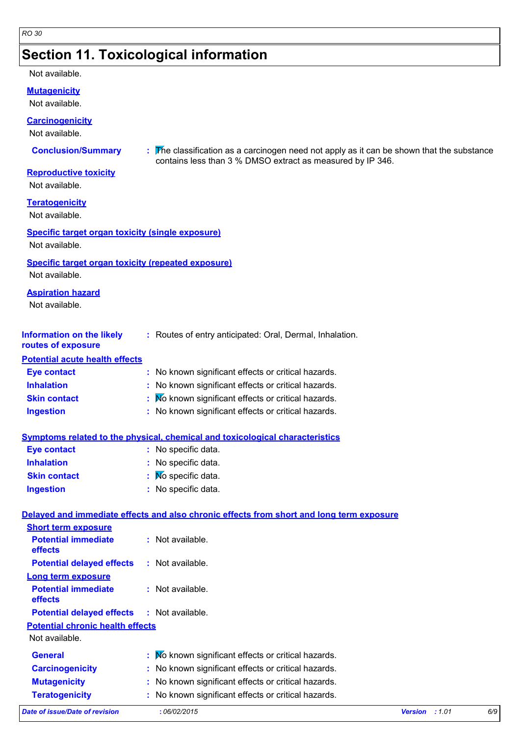## Section 11. Toxicological information

Not available.

**Mutagenicity**

Not available.

**Carcinogenicity**

Not available.

**Conclusion/Summary** : The classification as a carcinogen need not apply as it can be shown that the substance contains less than 3 % DMSO extract as measured by IP 346.

**Reproductive toxicity**

Not available.

**Teratogenicity**

Not available.

**Specific target organ toxicity (single exposure)**

Not available.

**Specific target organ toxicity (repeated exposure)**

Not available.

**Aspiration hazard**

Not available.

**Information on the likely routes of exposure** : Routes of entry anticipated: Oral, Dermal, Inhalation.

**Potential acute health effects**

**Eye contact** : No known significant effects or critical hazards.
**Inhalation** : No known significant effects or critical hazards.
**Skin contact** : No known significant effects or critical hazards.
**Ingestion** : No known significant effects or critical hazards.

**Symptoms related to the physical, chemical and toxicological characteristics**

**Eye contact** : No specific data.
**Inhalation** : No specific data.
**Skin contact** : No specific data.
**Ingestion** : No specific data.

**Delayed and immediate effects and also chronic effects from short and long term exposure**

**Short term exposure**

**Potential immediate effects** : Not available.
**Potential delayed effects** : Not available.

**Long term exposure**

**Potential immediate effects** : Not available.
**Potential delayed effects** : Not available.

**Potential chronic health effects**

Not available.

**General** : No known significant effects or critical hazards.
**Carcinogenicity** : No known significant effects or critical hazards.
**Mutagenicity** : No known significant effects or critical hazards.
**Teratogenicity** : No known significant effects or critical hazards.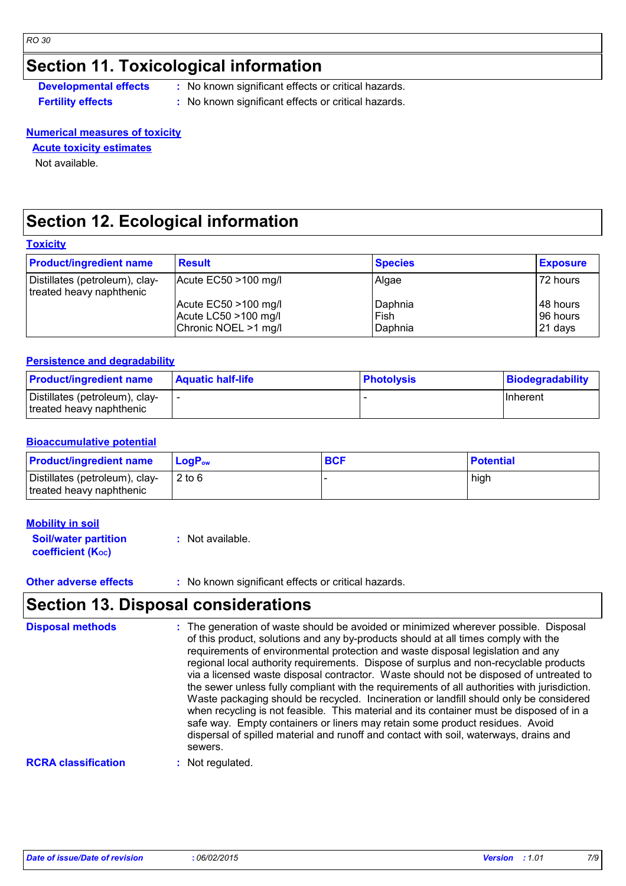## Section 11. Toxicological information

**Developmental effects** : No known significant effects or critical hazards.

**Fertility effects** : No known significant effects or critical hazards.

**Numerical measures of toxicity**

**Acute toxicity estimates**

Not available.

## Section 12. Ecological information

**Toxicity**

| Product/ingredient name | Result | Species | Exposure |
|---|---|---|---|
| Distillates (petroleum), clay-treated heavy naphthenic | Acute EC50 >100 mg/l | Algae | 72 hours |
| | Acute EC50 >100 mg/l | Daphnia | 48 hours |
| | Acute LC50 >100 mg/l | Fish | 96 hours |
| | Chronic NOEL >1 mg/l | Daphnia | 21 days |

**Persistence and degradability**

| Product/ingredient name | Aquatic half-life | Photolysis | Biodegradability |
|---|---|---|---|
| Distillates (petroleum), clay-treated heavy naphthenic | - | - | Inherent |

**Bioaccumulative potential**

| Product/ingredient name | $LogP_{ow}$ | BCF | Potential |
|---|---|---|---|
| Distillates (petroleum), clay-treated heavy naphthenic | 2 to 6 | - | high |

**Mobility in soil**

**Soil/water partition coefficient ($K_{OC}$)** : Not available.

**Other adverse effects** : No known significant effects or critical hazards.

## Section 13. Disposal considerations

**Disposal methods** : The generation of waste should be avoided or minimized wherever possible. Disposal of this product, solutions and any by-products should at all times comply with the requirements of environmental protection and waste disposal legislation and any regional local authority requirements. Dispose of surplus and non-recyclable products via a licensed waste disposal contractor. Waste should not be disposed of untreated to the sewer unless fully compliant with the requirements of all authorities with jurisdiction. Waste packaging should be recycled. Incineration or landfill should only be considered when recycling is not feasible. This material and its container must be disposed of in a safe way. Empty containers or liners may retain some product residues. Avoid dispersal of spilled material and runoff and contact with soil, waterways, drains and sewers.

**RCRA classification** : Not regulated.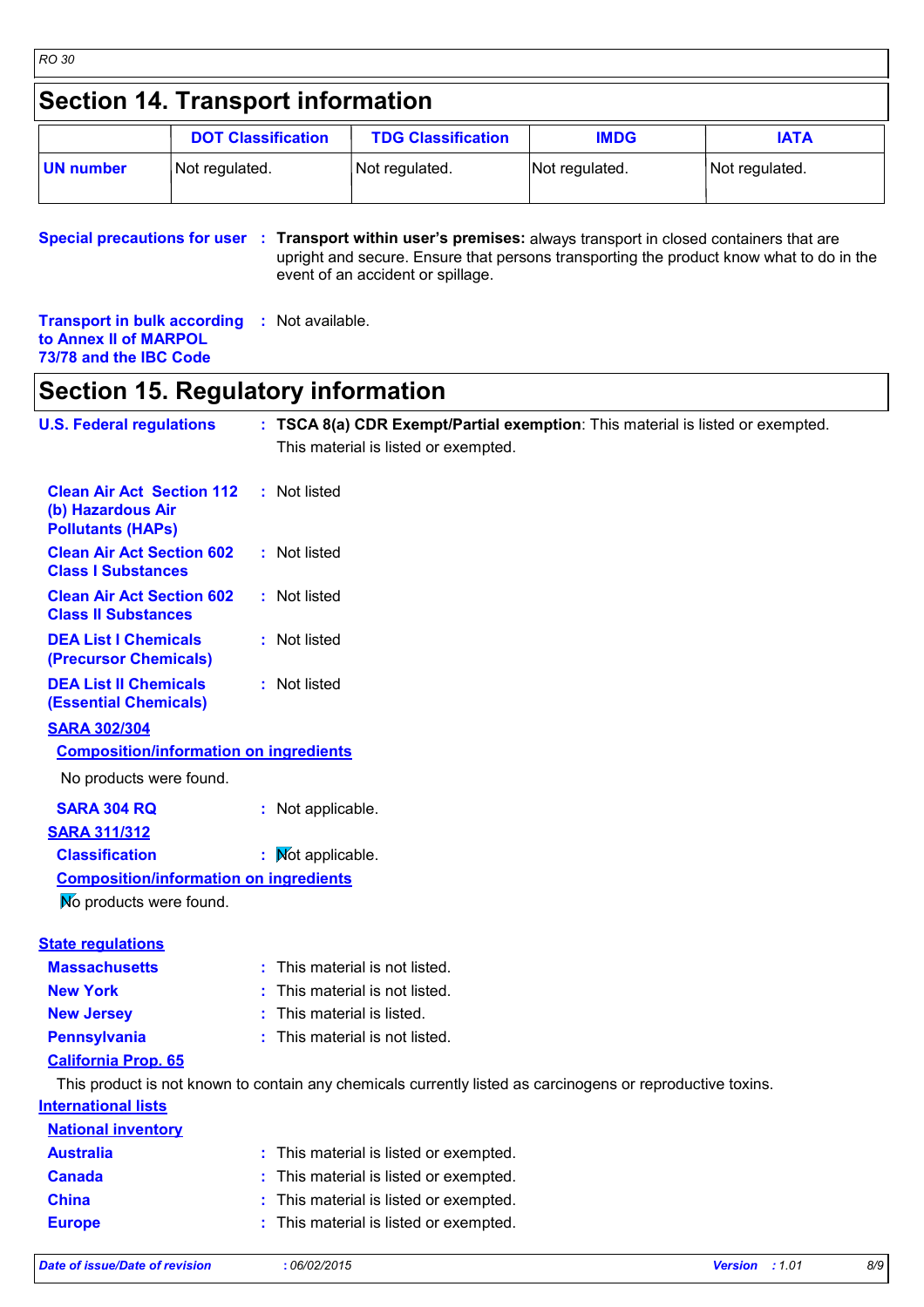## Section 14. Transport information

| | DOT Classification | TDG Classification | IMDG | IATA |
|---|---|---|---|---|
| **UN number** | Not regulated. | Not regulated. | Not regulated. | Not regulated. |

**Special precautions for user** : **Transport within user's premises:** always transport in closed containers that are upright and secure. Ensure that persons transporting the product know what to do in the event of an accident or spillage.

**Transport in bulk according to Annex II of MARPOL 73/78 and the IBC Code** : Not available.

## Section 15. Regulatory information

**U.S. Federal regulations** : **TSCA 8(a) CDR Exempt/Partial exemption**: This material is listed or exempted.
This material is listed or exempted.

**Clean Air Act Section 112 (b) Hazardous Air Pollutants (HAPs)** : Not listed

**Clean Air Act Section 602 Class I Substances** : Not listed

**Clean Air Act Section 602 Class II Substances** : Not listed

**DEA List I Chemicals (Precursor Chemicals)** : Not listed

**DEA List II Chemicals (Essential Chemicals)** : Not listed

**SARA 302/304**

**Composition/information on ingredients**

No products were found.

**SARA 304 RQ** : Not applicable.

**SARA 311/312**

**Classification** : Not applicable.

**Composition/information on ingredients**

No products were found.

**State regulations**

**Massachusetts** : This material is not listed.

**New York** : This material is not listed.

**New Jersey** : This material is listed.

**Pennsylvania** : This material is not listed.

**California Prop. 65**

This product is not known to contain any chemicals currently listed as carcinogens or reproductive toxins.

**International lists**

**National inventory**

**Australia** : This material is listed or exempted.

**Canada** : This material is listed or exempted.

**China** : This material is listed or exempted.

**Europe** : This material is listed or exempted.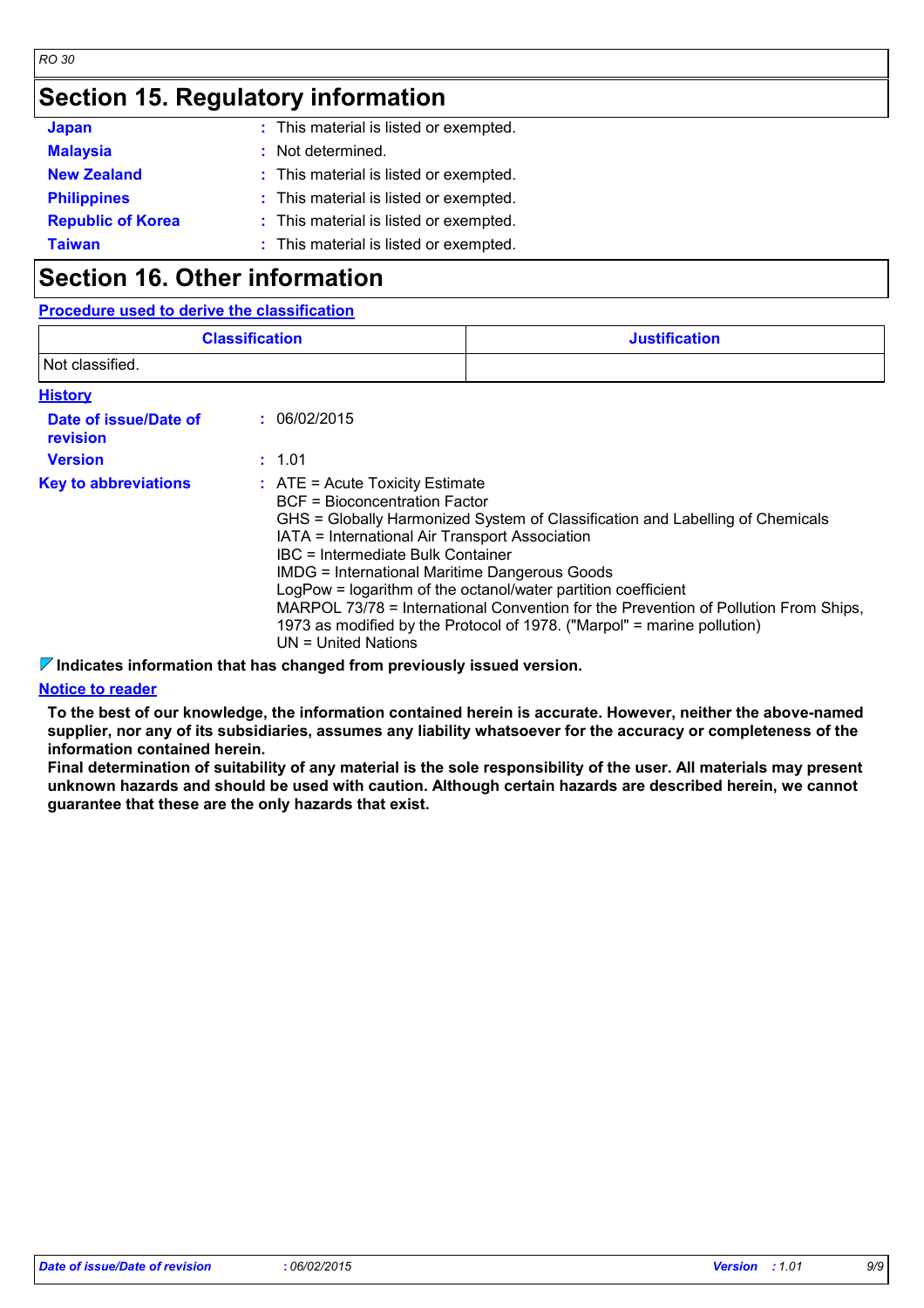## Section 15. Regulatory information

**Japan** : This material is listed or exempted.
**Malaysia** : Not determined.
**New Zealand** : This material is listed or exempted.
**Philippines** : This material is listed or exempted.
**Republic of Korea** : This material is listed or exempted.
**Taiwan** : This material is listed or exempted.

## Section 16. Other information

**Procedure used to derive the classification**

| Classification | Justification |
| --- | --- |
| Not classified. | |

**History**

**Date of issue/Date of revision** : 06/02/2015

**Version** : 1.01

**Key to abbreviations** : ATE = Acute Toxicity Estimate
BCF = Bioconcentration Factor
GHS = Globally Harmonized System of Classification and Labelling of Chemicals
IATA = International Air Transport Association
IBC = Intermediate Bulk Container
IMDG = International Maritime Dangerous Goods
LogPow = logarithm of the octanol/water partition coefficient
MARPOL 73/78 = International Convention for the Prevention of Pollution From Ships, 1973 as modified by the Protocol of 1978. ("Marpol" = marine pollution)
UN = United Nations

**Indicates information that has changed from previously issued version.**

**Notice to reader**

**To the best of our knowledge, the information contained herein is accurate. However, neither the above-named supplier, nor any of its subsidiaries, assumes any liability whatsoever for the accuracy or completeness of the information contained herein.**
**Final determination of suitability of any material is the sole responsibility of the user. All materials may present unknown hazards and should be used with caution. Although certain hazards are described herein, we cannot guarantee that these are the only hazards that exist.**